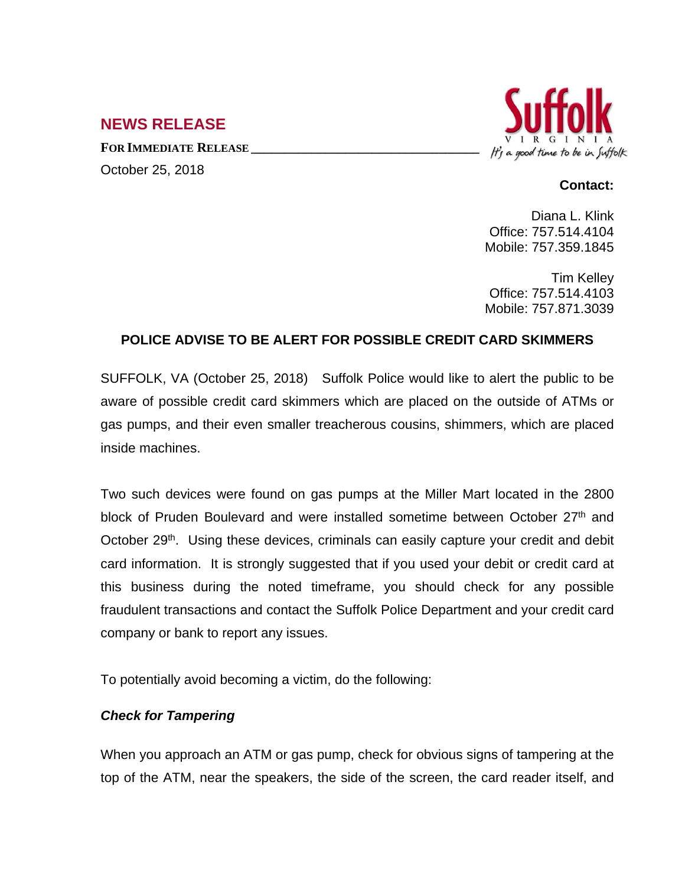## NEWS RELEASE

**FOR IMMEDIATE RELEASE**

October 25, 2018

Suffolk
VIRGINIA
*It's a good time to be in Suffolk*

**Contact:**

Diana L. Klink
Office: 757.514.4104
Mobile: 757.359.1845

Tim Kelley
Office: 757.514.4103
Mobile: 757.871.3039

### POLICE ADVISE TO BE ALERT FOR POSSIBLE CREDIT CARD SKIMMERS

SUFFOLK, VA (October 25, 2018) Suffolk Police would like to alert the public to be aware of possible credit card skimmers which are placed on the outside of ATMs or gas pumps, and their even smaller treacherous cousins, shimmers, which are placed inside machines.

Two such devices were found on gas pumps at the Miller Mart located in the 2800 block of Pruden Boulevard and were installed sometime between October 27th and October 29th. Using these devices, criminals can easily capture your credit and debit card information. It is strongly suggested that if you used your debit or credit card at this business during the noted timeframe, you should check for any possible fraudulent transactions and contact the Suffolk Police Department and your credit card company or bank to report any issues.

To potentially avoid becoming a victim, do the following:

***Check for Tampering***

When you approach an ATM or gas pump, check for obvious signs of tampering at the top of the ATM, near the speakers, the side of the screen, the card reader itself, and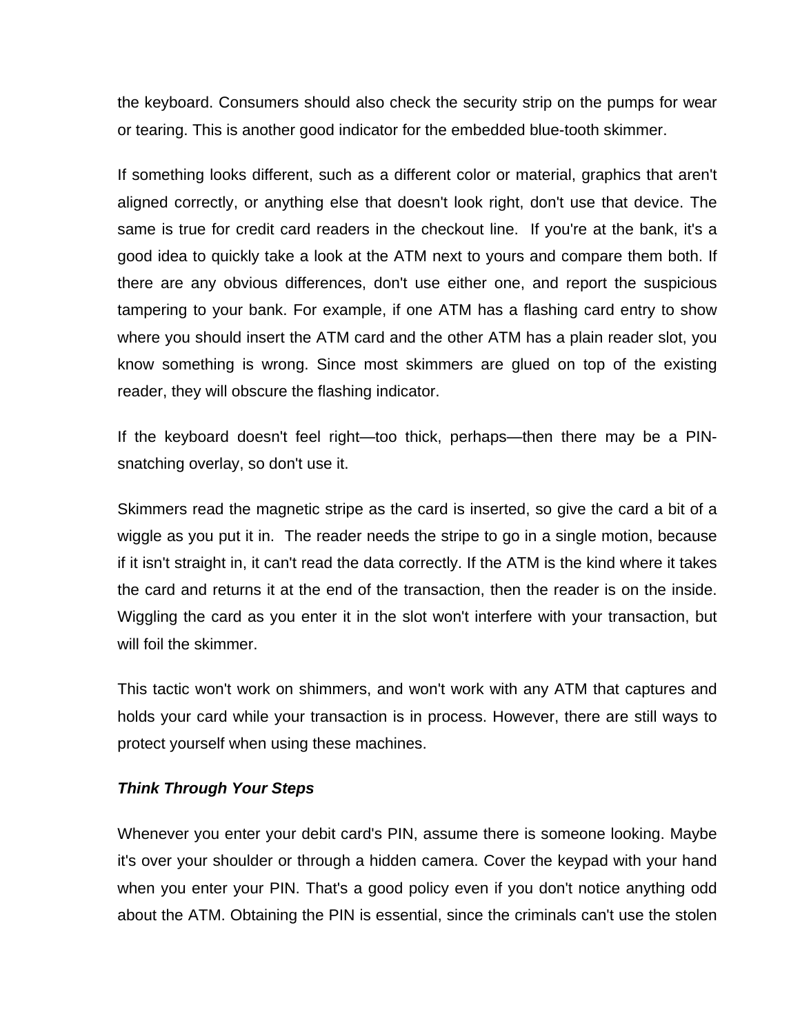the keyboard. Consumers should also check the security strip on the pumps for wear or tearing. This is another good indicator for the embedded blue-tooth skimmer.

If something looks different, such as a different color or material, graphics that aren't aligned correctly, or anything else that doesn't look right, don't use that device. The same is true for credit card readers in the checkout line. If you're at the bank, it's a good idea to quickly take a look at the ATM next to yours and compare them both. If there are any obvious differences, don't use either one, and report the suspicious tampering to your bank. For example, if one ATM has a flashing card entry to show where you should insert the ATM card and the other ATM has a plain reader slot, you know something is wrong. Since most skimmers are glued on top of the existing reader, they will obscure the flashing indicator.

If the keyboard doesn't feel right—too thick, perhaps—then there may be a PIN-snatching overlay, so don't use it.

Skimmers read the magnetic stripe as the card is inserted, so give the card a bit of a wiggle as you put it in. The reader needs the stripe to go in a single motion, because if it isn't straight in, it can't read the data correctly. If the ATM is the kind where it takes the card and returns it at the end of the transaction, then the reader is on the inside. Wiggling the card as you enter it in the slot won't interfere with your transaction, but will foil the skimmer.

This tactic won't work on shimmers, and won't work with any ATM that captures and holds your card while your transaction is in process. However, there are still ways to protect yourself when using these machines.

***Think Through Your Steps***

Whenever you enter your debit card's PIN, assume there is someone looking. Maybe it's over your shoulder or through a hidden camera. Cover the keypad with your hand when you enter your PIN. That's a good policy even if you don't notice anything odd about the ATM. Obtaining the PIN is essential, since the criminals can't use the stolen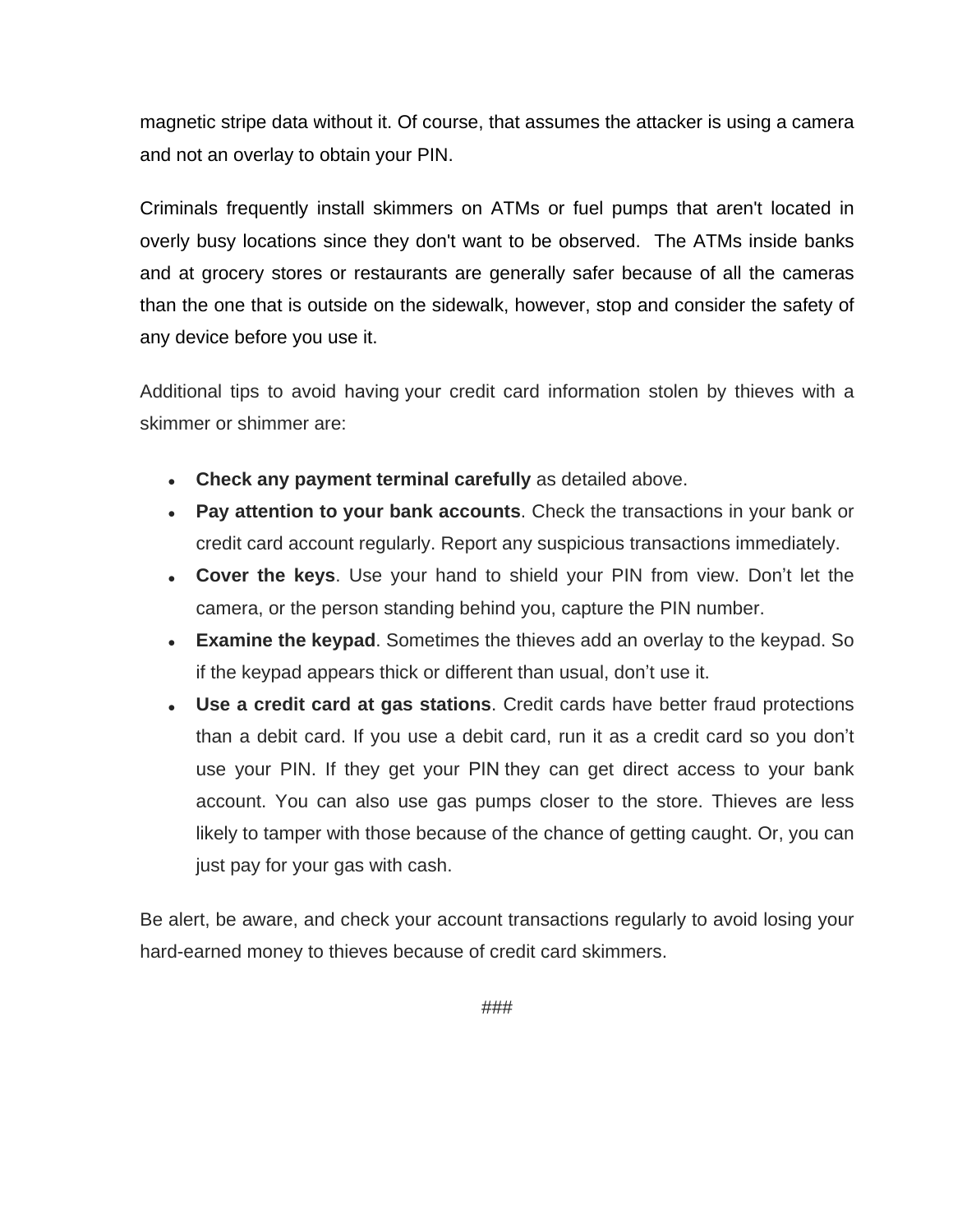magnetic stripe data without it. Of course, that assumes the attacker is using a camera and not an overlay to obtain your PIN.

Criminals frequently install skimmers on ATMs or fuel pumps that aren't located in overly busy locations since they don't want to be observed. The ATMs inside banks and at grocery stores or restaurants are generally safer because of all the cameras than the one that is outside on the sidewalk, however, stop and consider the safety of any device before you use it.

Additional tips to avoid having your credit card information stolen by thieves with a skimmer or shimmer are:

- **Check any payment terminal carefully** as detailed above.
- **Pay attention to your bank accounts**. Check the transactions in your bank or credit card account regularly. Report any suspicious transactions immediately.
- **Cover the keys**. Use your hand to shield your PIN from view. Don’t let the camera, or the person standing behind you, capture the PIN number.
- **Examine the keypad**. Sometimes the thieves add an overlay to the keypad. So if the keypad appears thick or different than usual, don’t use it.
- **Use a credit card at gas stations**. Credit cards have better fraud protections than a debit card. If you use a debit card, run it as a credit card so you don’t use your PIN. If they get your PIN they can get direct access to your bank account. You can also use gas pumps closer to the store. Thieves are less likely to tamper with those because of the chance of getting caught. Or, you can just pay for your gas with cash.

Be alert, be aware, and check your account transactions regularly to avoid losing your hard-earned money to thieves because of credit card skimmers.

###